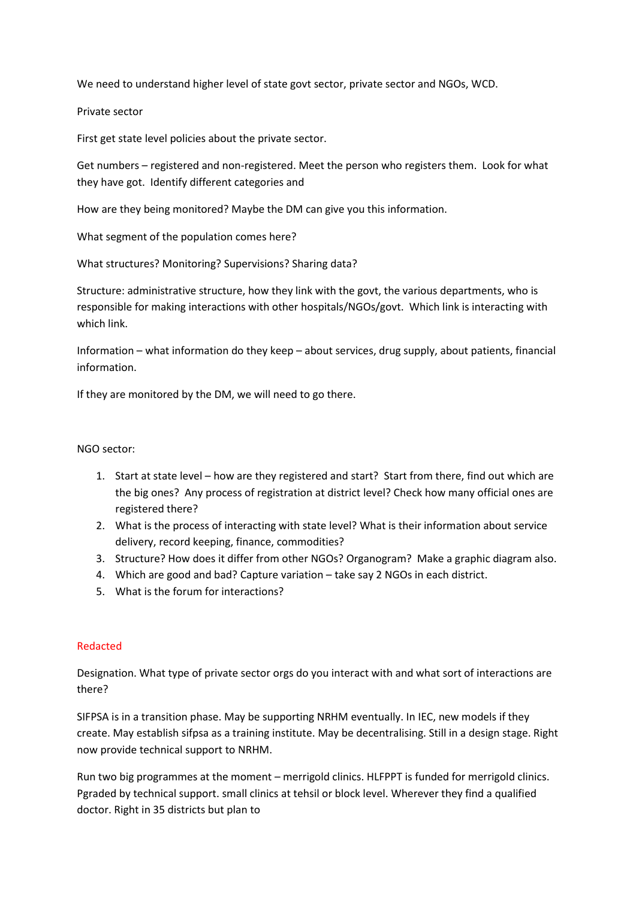We need to understand higher level of state govt sector, private sector and NGOs, WCD.

Private sector

First get state level policies about the private sector.

Get numbers – registered and non-registered. Meet the person who registers them. Look for what they have got. Identify different categories and

How are they being monitored? Maybe the DM can give you this information.

What segment of the population comes here?

What structures? Monitoring? Supervisions? Sharing data?

Structure: administrative structure, how they link with the govt, the various departments, who is responsible for making interactions with other hospitals/NGOs/govt. Which link is interacting with which link.

Information – what information do they keep – about services, drug supply, about patients, financial information.

If they are monitored by the DM, we will need to go there.

NGO sector:

1. Start at state level – how are they registered and start? Start from there, find out which are the big ones? Any process of registration at district level? Check how many official ones are registered there?
2. What is the process of interacting with state level? What is their information about service delivery, record keeping, finance, commodities?
3. Structure? How does it differ from other NGOs? Organogram? Make a graphic diagram also.
4. Which are good and bad? Capture variation – take say 2 NGOs in each district.
5. What is the forum for interactions?

Redacted

Designation. What type of private sector orgs do you interact with and what sort of interactions are there?

SIFPSA is in a transition phase. May be supporting NRHM eventually. In IEC, new models if they create. May establish sifpsa as a training institute. May be decentralising. Still in a design stage. Right now provide technical support to NRHM.

Run two big programmes at the moment – merrigold clinics. HLFPPT is funded for merrigold clinics. Pgraded by technical support. small clinics at tehsil or block level. Wherever they find a qualified doctor. Right in 35 districts but plan to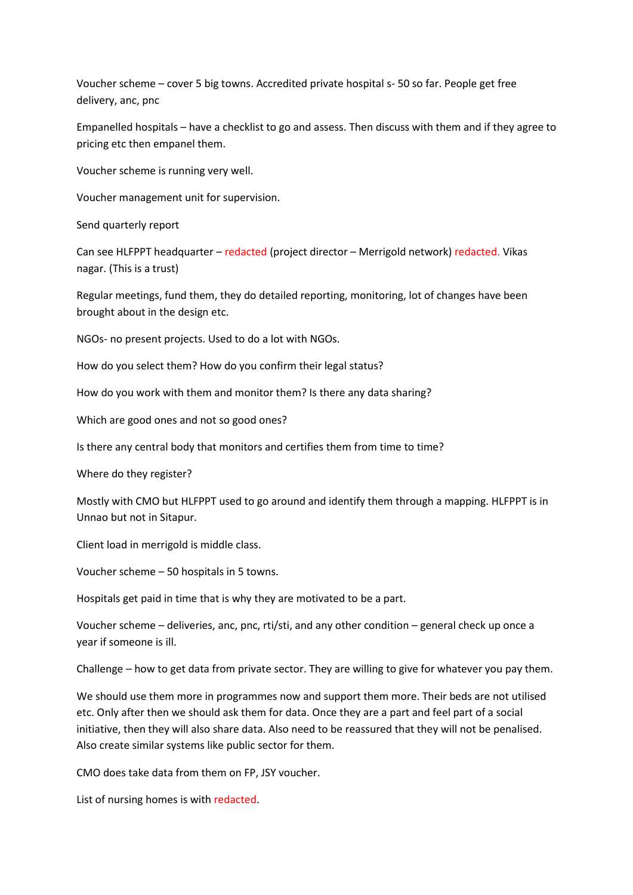Voucher scheme – cover 5 big towns. Accredited private hospital s- 50 so far. People get free delivery, anc, pnc

Empanelled hospitals – have a checklist to go and assess. Then discuss with them and if they agree to pricing etc then empanel them.

Voucher scheme is running very well.

Voucher management unit for supervision.

Send quarterly report

Can see HLFPPT headquarter – redacted (project director – Merrigold network) redacted. Vikas nagar. (This is a trust)

Regular meetings, fund them, they do detailed reporting, monitoring, lot of changes have been brought about in the design etc.

NGOs- no present projects. Used to do a lot with NGOs.

How do you select them? How do you confirm their legal status?

How do you work with them and monitor them? Is there any data sharing?

Which are good ones and not so good ones?

Is there any central body that monitors and certifies them from time to time?

Where do they register?

Mostly with CMO but HLFPPT used to go around and identify them through a mapping. HLFPPT is in Unnao but not in Sitapur.

Client load in merrigold is middle class.

Voucher scheme – 50 hospitals in 5 towns.

Hospitals get paid in time that is why they are motivated to be a part.

Voucher scheme – deliveries, anc, pnc, rti/sti, and any other condition – general check up once a year if someone is ill.

Challenge – how to get data from private sector. They are willing to give for whatever you pay them.

We should use them more in programmes now and support them more. Their beds are not utilised etc. Only after then we should ask them for data. Once they are a part and feel part of a social initiative, then they will also share data. Also need to be reassured that they will not be penalised. Also create similar systems like public sector for them.

CMO does take data from them on FP, JSY voucher.

List of nursing homes is with redacted.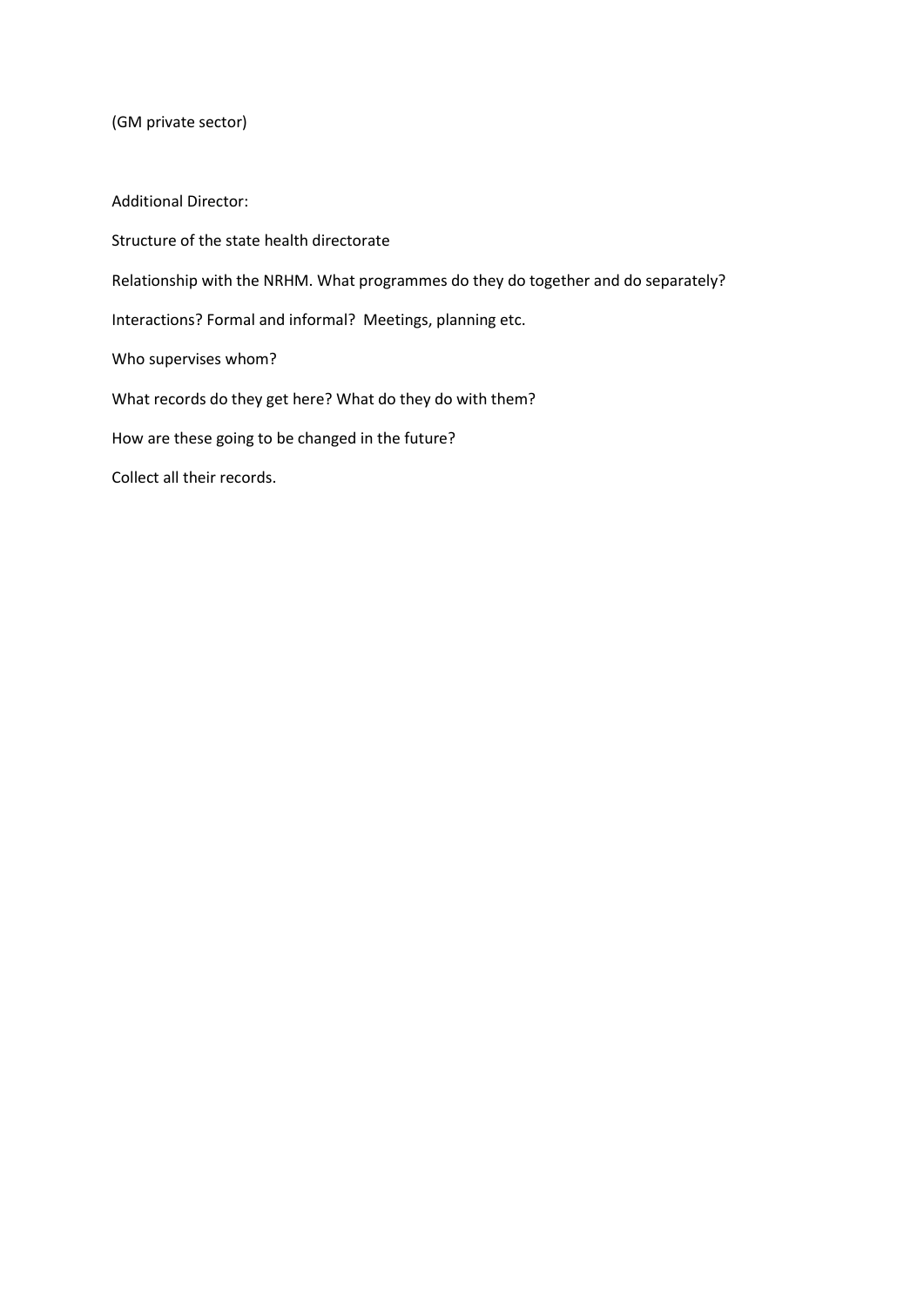(GM private sector)

Additional Director:

Structure of the state health directorate

Relationship with the NRHM. What programmes do they do together and do separately?

Interactions? Formal and informal? Meetings, planning etc.

Who supervises whom?

What records do they get here? What do they do with them?

How are these going to be changed in the future?

Collect all their records.